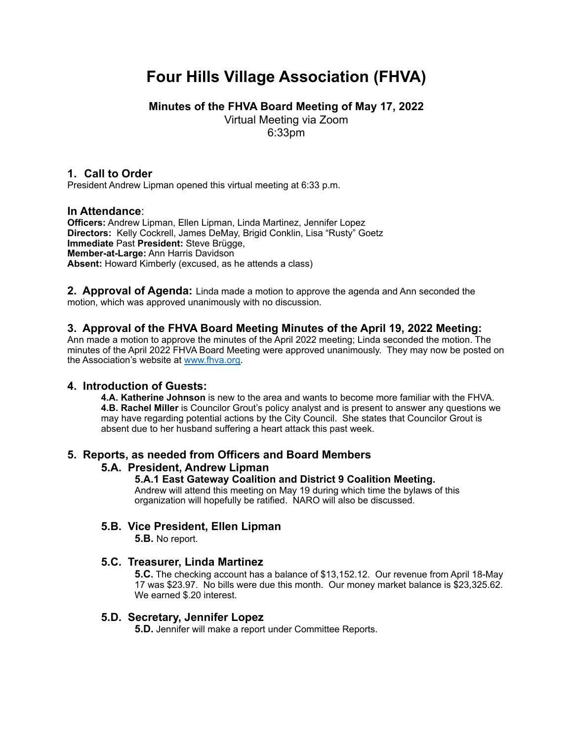# Four Hills Village Association (FHVA)

**Minutes of the FHVA Board Meeting of May 17, 2022**

Virtual Meeting via Zoom

6:33pm

## 1. Call to Order

President Andrew Lipman opened this virtual meeting at 6:33 p.m.

### In Attendance:

**Officers:** Andrew Lipman, Ellen Lipman, Linda Martinez, Jennifer Lopez
**Directors:** Kelly Cockrell, James DeMay, Brigid Conklin, Lisa "Rusty" Goetz
**Immediate** Past **President:** Steve Brügge,
**Member-at-Large:** Ann Harris Davidson
**Absent:** Howard Kimberly (excused, as he attends a class)

**2. Approval of Agenda:** Linda made a motion to approve the agenda and Ann seconded the motion, which was approved unanimously with no discussion.

## 3. Approval of the FHVA Board Meeting Minutes of the April 19, 2022 Meeting:

Ann made a motion to approve the minutes of the April 2022 meeting; Linda seconded the motion. The minutes of the April 2022 FHVA Board Meeting were approved unanimously. They may now be posted on the Association's website at www.fhva.org.

## 4. Introduction of Guests:

**4.A. Katherine Johnson** is new to the area and wants to become more familiar with the FHVA.
**4.B. Rachel Miller** is Councilor Grout's policy analyst and is present to answer any questions we may have regarding potential actions by the City Council. She states that Councilor Grout is absent due to her husband suffering a heart attack this past week.

## 5. Reports, as needed from Officers and Board Members

### 5.A. President, Andrew Lipman

**5.A.1 East Gateway Coalition and District 9 Coalition Meeting.**
Andrew will attend this meeting on May 19 during which time the bylaws of this organization will hopefully be ratified. NARO will also be discussed.

### 5.B. Vice President, Ellen Lipman

**5.B.** No report.

### 5.C. Treasurer, Linda Martinez

**5.C.** The checking account has a balance of $13,152.12. Our revenue from April 18-May 17 was $23.97. No bills were due this month. Our money market balance is $23,325.62. We earned $.20 interest.

### 5.D. Secretary, Jennifer Lopez

**5.D.** Jennifer will make a report under Committee Reports.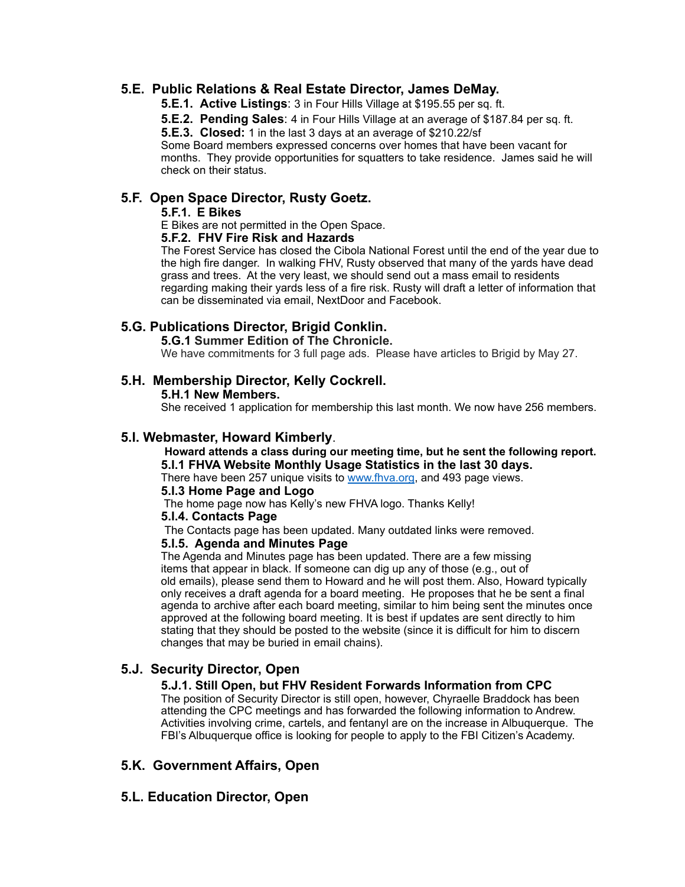## 5.E. Public Relations & Real Estate Director, James DeMay.

**5.E.1. Active Listings**: 3 in Four Hills Village at $195.55 per sq. ft.

**5.E.2. Pending Sales**: 4 in Four Hills Village at an average of $187.84 per sq. ft.

**5.E.3. Closed:** 1 in the last 3 days at an average of $210.22/sf

Some Board members expressed concerns over homes that have been vacant for months. They provide opportunities for squatters to take residence. James said he will check on their status.

## 5.F. Open Space Director, Rusty Goetz.

**5.F.1. E Bikes**

E Bikes are not permitted in the Open Space.

**5.F.2. FHV Fire Risk and Hazards**

The Forest Service has closed the Cibola National Forest until the end of the year due to the high fire danger. In walking FHV, Rusty observed that many of the yards have dead grass and trees. At the very least, we should send out a mass email to residents regarding making their yards less of a fire risk. Rusty will draft a letter of information that can be disseminated via email, NextDoor and Facebook.

## 5.G. Publications Director, Brigid Conklin.

**5.G.1 Summer Edition of The Chronicle.**

We have commitments for 3 full page ads. Please have articles to Brigid by May 27.

## 5.H. Membership Director, Kelly Cockrell.

**5.H.1 New Members.**

She received 1 application for membership this last month. We now have 256 members.

## 5.I. Webmaster, Howard Kimberly.

**Howard attends a class during our meeting time, but he sent the following report.**

**5.I.1 FHVA Website Monthly Usage Statistics in the last 30 days.**

There have been 257 unique visits to www.fhva.org, and 493 page views.

**5.I.3 Home Page and Logo**

The home page now has Kelly's new FHVA logo. Thanks Kelly!

**5.I.4. Contacts Page**

The Contacts page has been updated. Many outdated links were removed.

**5.I.5. Agenda and Minutes Page**

The Agenda and Minutes page has been updated. There are a few missing items that appear in black. If someone can dig up any of those (e.g., out of old emails), please send them to Howard and he will post them. Also, Howard typically only receives a draft agenda for a board meeting. He proposes that he be sent a final agenda to archive after each board meeting, similar to him being sent the minutes once approved at the following board meeting. It is best if updates are sent directly to him stating that they should be posted to the website (since it is difficult for him to discern changes that may be buried in email chains).

## 5.J. Security Director, Open

**5.J.1. Still Open, but FHV Resident Forwards Information from CPC**

The position of Security Director is still open, however, Chyraelle Braddock has been attending the CPC meetings and has forwarded the following information to Andrew. Activities involving crime, cartels, and fentanyl are on the increase in Albuquerque. The FBI's Albuquerque office is looking for people to apply to the FBI Citizen's Academy.

## 5.K. Government Affairs, Open

## 5.L. Education Director, Open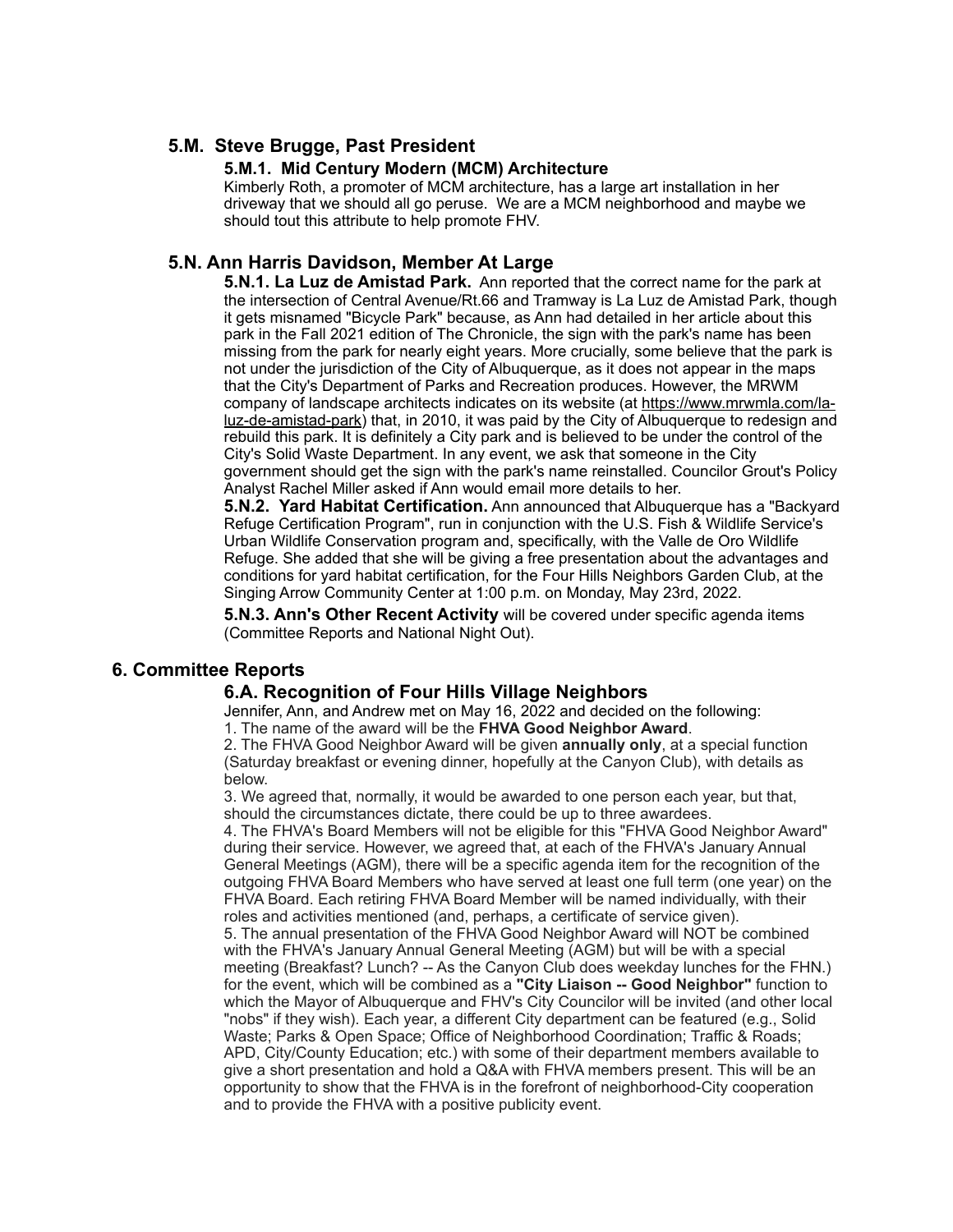## 5.M. Steve Brugge, Past President

### 5.M.1. Mid Century Modern (MCM) Architecture

Kimberly Roth, a promoter of MCM architecture, has a large art installation in her driveway that we should all go peruse. We are a MCM neighborhood and maybe we should tout this attribute to help promote FHV.

## 5.N. Ann Harris Davidson, Member At Large

**5.N.1. La Luz de Amistad Park.** Ann reported that the correct name for the park at the intersection of Central Avenue/Rt.66 and Tramway is La Luz de Amistad Park, though it gets misnamed "Bicycle Park" because, as Ann had detailed in her article about this park in the Fall 2021 edition of The Chronicle, the sign with the park's name has been missing from the park for nearly eight years. More crucially, some believe that the park is not under the jurisdiction of the City of Albuquerque, as it does not appear in the maps that the City's Department of Parks and Recreation produces. However, the MRWM company of landscape architects indicates on its website (at https://www.mrwmla.com/la-luz-de-amistad-park) that, in 2010, it was paid by the City of Albuquerque to redesign and rebuild this park. It is definitely a City park and is believed to be under the control of the City's Solid Waste Department. In any event, we ask that someone in the City government should get the sign with the park's name reinstalled. Councilor Grout's Policy Analyst Rachel Miller asked if Ann would email more details to her.

**5.N.2. Yard Habitat Certification.** Ann announced that Albuquerque has a "Backyard Refuge Certification Program", run in conjunction with the U.S. Fish & Wildlife Service's Urban Wildlife Conservation program and, specifically, with the Valle de Oro Wildlife Refuge. She added that she will be giving a free presentation about the advantages and conditions for yard habitat certification, for the Four Hills Neighbors Garden Club, at the Singing Arrow Community Center at 1:00 p.m. on Monday, May 23rd, 2022.

**5.N.3. Ann's Other Recent Activity** will be covered under specific agenda items (Committee Reports and National Night Out).

# 6. Committee Reports

## 6.A. Recognition of Four Hills Village Neighbors

Jennifer, Ann, and Andrew met on May 16, 2022 and decided on the following:

1. The name of the award will be the **FHVA Good Neighbor Award**.
2. The FHVA Good Neighbor Award will be given **annually only**, at a special function (Saturday breakfast or evening dinner, hopefully at the Canyon Club), with details as below.
3. We agreed that, normally, it would be awarded to one person each year, but that, should the circumstances dictate, there could be up to three awardees.
4. The FHVA's Board Members will not be eligible for this "FHVA Good Neighbor Award" during their service. However, we agreed that, at each of the FHVA's January Annual General Meetings (AGM), there will be a specific agenda item for the recognition of the outgoing FHVA Board Members who have served at least one full term (one year) on the FHVA Board. Each retiring FHVA Board Member will be named individually, with their roles and activities mentioned (and, perhaps, a certificate of service given).
5. The annual presentation of the FHVA Good Neighbor Award will NOT be combined with the FHVA's January Annual General Meeting (AGM) but will be with a special meeting (Breakfast? Lunch? -- As the Canyon Club does weekday lunches for the FHN.) for the event, which will be combined as a **"City Liaison -- Good Neighbor"** function to which the Mayor of Albuquerque and FHV's City Councilor will be invited (and other local "nobs" if they wish). Each year, a different City department can be featured (e.g., Solid Waste; Parks & Open Space; Office of Neighborhood Coordination; Traffic & Roads; APD, City/County Education; etc.) with some of their department members available to give a short presentation and hold a Q&A with FHVA members present. This will be an opportunity to show that the FHVA is in the forefront of neighborhood-City cooperation and to provide the FHVA with a positive publicity event.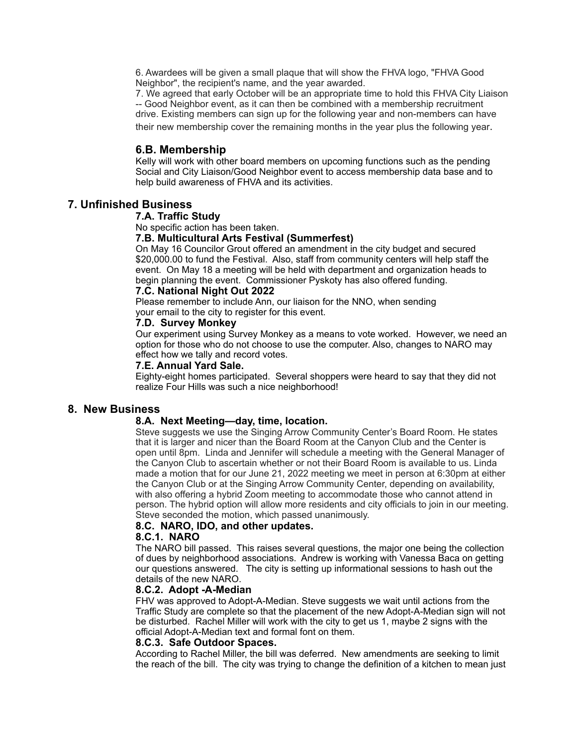6. Awardees will be given a small plaque that will show the FHVA logo, "FHVA Good Neighbor", the recipient's name, and the year awarded.
7. We agreed that early October will be an appropriate time to hold this FHVA City Liaison -- Good Neighbor event, as it can then be combined with a membership recruitment drive. Existing members can sign up for the following year and non-members can have their new membership cover the remaining months in the year plus the following year.

### 6.B. Membership

Kelly will work with other board members on upcoming functions such as the pending Social and City Liaison/Good Neighbor event to access membership data base and to help build awareness of FHVA and its activities.

## 7. Unfinished Business

#### 7.A. Traffic Study

No specific action has been taken.

#### 7.B. Multicultural Arts Festival (Summerfest)

On May 16 Councilor Grout offered an amendment in the city budget and secured $20,000.00 to fund the Festival. Also, staff from community centers will help staff the event. On May 18 a meeting will be held with department and organization heads to begin planning the event. Commissioner Pyskoty has also offered funding.

#### 7.C. National Night Out 2022

Please remember to include Ann, our liaison for the NNO, when sending your email to the city to register for this event.

#### 7.D. Survey Monkey

Our experiment using Survey Monkey as a means to vote worked. However, we need an option for those who do not choose to use the computer. Also, changes to NARO may effect how we tally and record votes.

#### 7.E. Annual Yard Sale.

Eighty-eight homes participated. Several shoppers were heard to say that they did not realize Four Hills was such a nice neighborhood!

## 8. New Business

#### 8.A. Next Meeting—day, time, location.

Steve suggests we use the Singing Arrow Community Center's Board Room. He states that it is larger and nicer than the Board Room at the Canyon Club and the Center is open until 8pm. Linda and Jennifer will schedule a meeting with the General Manager of the Canyon Club to ascertain whether or not their Board Room is available to us. Linda made a motion that for our June 21, 2022 meeting we meet in person at 6:30pm at either the Canyon Club or at the Singing Arrow Community Center, depending on availability, with also offering a hybrid Zoom meeting to accommodate those who cannot attend in person. The hybrid option will allow more residents and city officials to join in our meeting. Steve seconded the motion, which passed unanimously.

#### 8.C. NARO, IDO, and other updates.

#### 8.C.1. NARO

The NARO bill passed. This raises several questions, the major one being the collection of dues by neighborhood associations. Andrew is working with Vanessa Baca on getting our questions answered. The city is setting up informational sessions to hash out the details of the new NARO.

#### 8.C.2. Adopt -A-Median

FHV was approved to Adopt-A-Median. Steve suggests we wait until actions from the Traffic Study are complete so that the placement of the new Adopt-A-Median sign will not be disturbed. Rachel Miller will work with the city to get us 1, maybe 2 signs with the official Adopt-A-Median text and formal font on them.

#### 8.C.3. Safe Outdoor Spaces.

According to Rachel Miller, the bill was deferred. New amendments are seeking to limit the reach of the bill. The city was trying to change the definition of a kitchen to mean just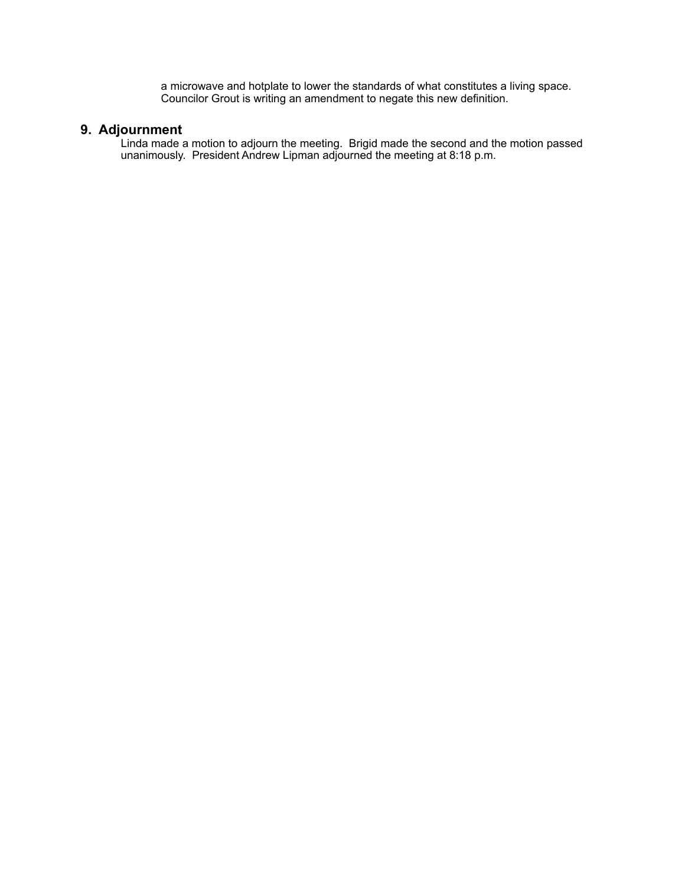a microwave and hotplate to lower the standards of what constitutes a living space. Councilor Grout is writing an amendment to negate this new definition.

## 9. Adjournment

Linda made a motion to adjourn the meeting. Brigid made the second and the motion passed unanimously. President Andrew Lipman adjourned the meeting at 8:18 p.m.